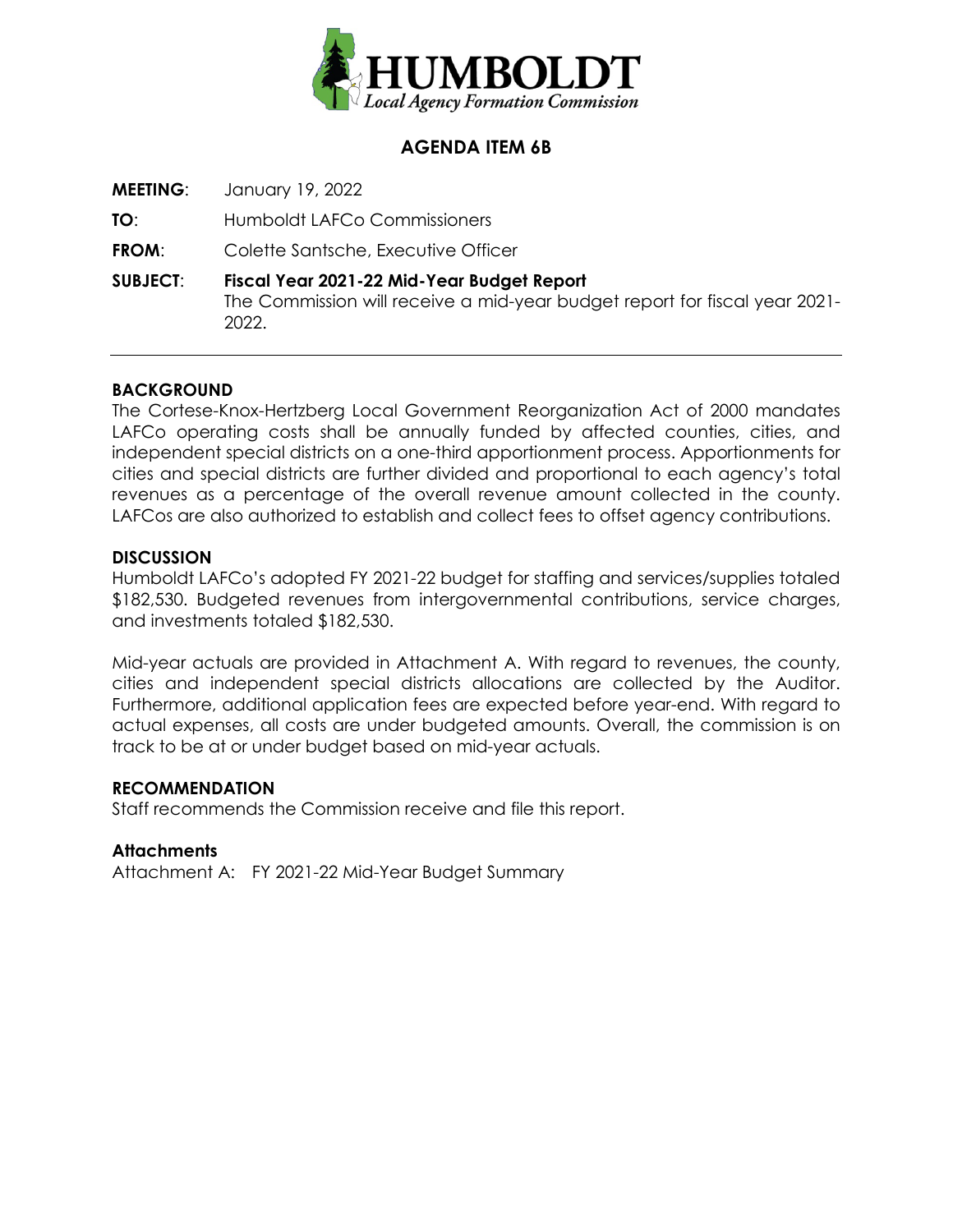# HUMBOLDT
*Local Agency Formation Commission*

## AGENDA ITEM 6B

**MEETING**: January 19, 2022

**TO**: Humboldt LAFCo Commissioners

**FROM**: Colette Santsche, Executive Officer

**SUBJECT**: **Fiscal Year 2021-22 Mid-Year Budget Report**
The Commission will receive a mid-year budget report for fiscal year 2021-2022.

---

### BACKGROUND

The Cortese-Knox-Hertzberg Local Government Reorganization Act of 2000 mandates LAFCo operating costs shall be annually funded by affected counties, cities, and independent special districts on a one-third apportionment process. Apportionments for cities and special districts are further divided and proportional to each agency's total revenues as a percentage of the overall revenue amount collected in the county. LAFCos are also authorized to establish and collect fees to offset agency contributions.

### DISCUSSION

Humboldt LAFCo's adopted FY 2021-22 budget for staffing and services/supplies totaled $182,530. Budgeted revenues from intergovernmental contributions, service charges, and investments totaled $182,530.

Mid-year actuals are provided in Attachment A. With regard to revenues, the county, cities and independent special districts allocations are collected by the Auditor. Furthermore, additional application fees are expected before year-end. With regard to actual expenses, all costs are under budgeted amounts. Overall, the commission is on track to be at or under budget based on mid-year actuals.

### RECOMMENDATION

Staff recommends the Commission receive and file this report.

### Attachments

Attachment A: FY 2021-22 Mid-Year Budget Summary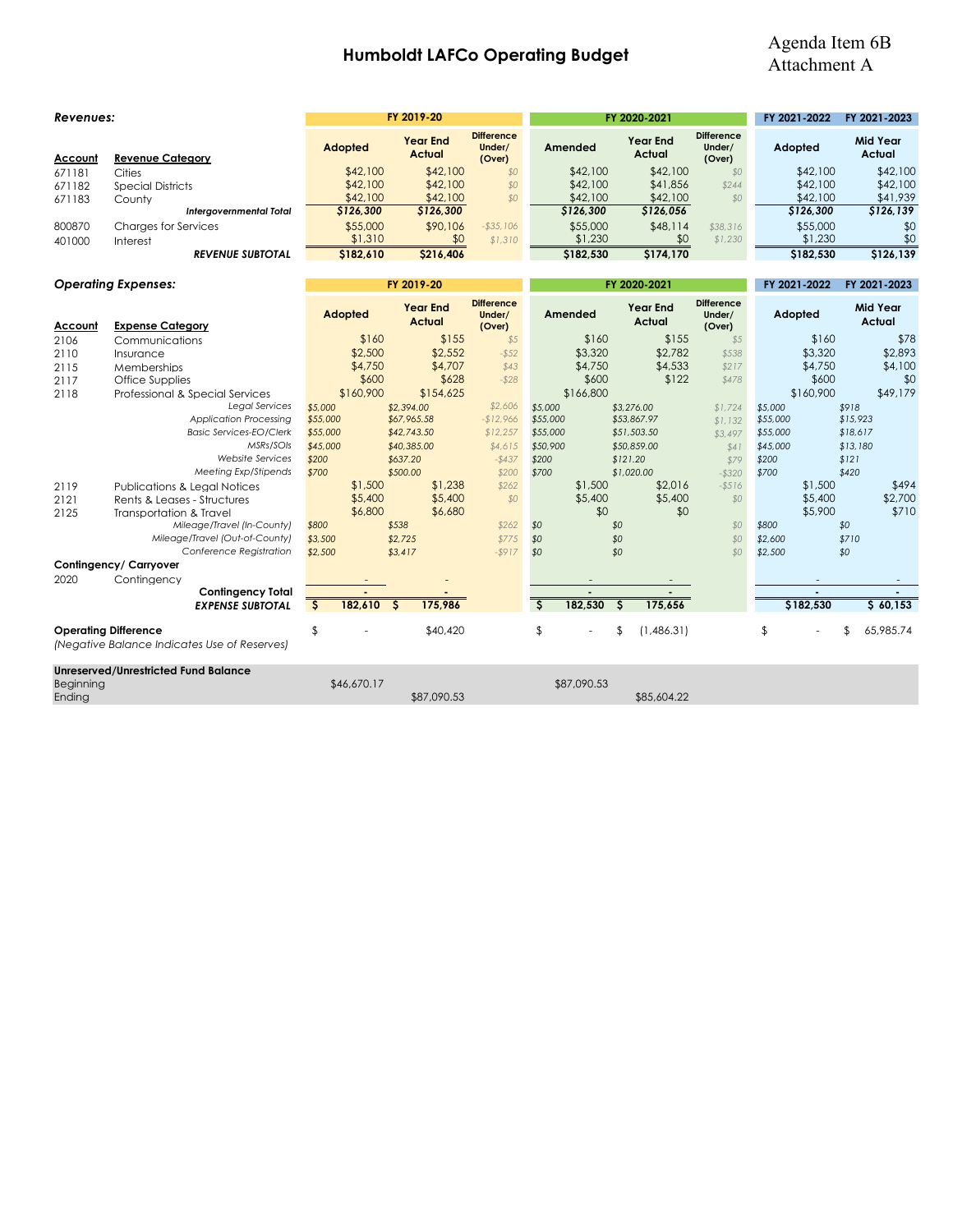# Humboldt LAFCo Operating Budget

Agenda Item 6B
Attachment A

| Revenues: | | FY 2019-20 | | | FY 2020-2021 | | | FY 2021-2022 | FY 2021-2023 |
|---|---|---|---|---|---|---|---|---|---|
| Account | Revenue Category | Adopted | Year End Actual | Difference Under/ (Over) | Amended | Year End Actual | Difference Under/ (Over) | Adopted | Mid Year Actual |
| 671181 | Cities | $42,100 | $42,100 | $0 | $42,100 | $42,100 | $0 | $42,100 | $42,100 |
| 671182 | Special Districts | $42,100 | $42,100 | $0 | $42,100 | $41,856 | $244 | $42,100 | $42,100 |
| 671183 | County | $42,100 | $42,100 | $0 | $42,100 | $42,100 | $0 | $42,100 | $41,939 |
| | *Intergovernmental Total* | *$126,300* | *$126,300* | | *$126,300* | *$126,056* | | *$126,300* | *$126,139* |
| 800870 | Charges for Services | $55,000 | $90,106 | -$35,106 | $55,000 | $48,114 | $38,316 | $55,000 | $0 |
| 401000 | Interest | $1,310 | $0 | $1,310 | $1,230 | $0 | $1,230 | $1,230 | $0 |
| | **REVENUE SUBTOTAL** | **$182,610** | **$216,406** | | **$182,530** | **$174,170** | | **$182,530** | **$126,139** |

| Operating Expenses: | | FY 2019-20 | | | FY 2020-2021 | | | FY 2021-2022 | FY 2021-2023 |
|---|---|---|---|---|---|---|---|---|---|
| Account | Expense Category | Adopted | Year End Actual | Difference Under/ (Over) | Amended | Year End Actual | Difference Under/ (Over) | Adopted | Mid Year Actual |
| 2106 | Communications | $160 | $155 | $5 | $160 | $155 | $5 | $160 | $78 |
| 2110 | Insurance | $2,500 | $2,552 | -$52 | $3,320 | $2,782 | $538 | $3,320 | $2,893 |
| 2115 | Memberships | $4,750 | $4,707 | $43 | $4,750 | $4,533 | $217 | $4,750 | $4,100 |
| 2117 | Office Supplies | $600 | $628 | -$28 | $600 | $122 | $478 | $600 | $0 |
| 2118 | Professional & Special Services | $160,900 | $154,625 | | $166,800 | | | $160,900 | $49,179 |
| | *Legal Services* | *$5,000* | *$2,394.00* | *$2,606* | *$5,000* | *$3,276.00* | *$1,724* | *$5,000* | *$918* |
| | *Application Processing* | *$55,000* | *$67,965.58* | *-$12,966* | *$55,000* | *$53,867.97* | *$1,132* | *$55,000* | *$15,923* |
| | *Basic Services-EO/Clerk* | *$55,000* | *$42,743.50* | *$12,257* | *$55,000* | *$51,503.50* | *$3,497* | *$55,000* | *$18,617* |
| | *MSRs/SOIs* | *$45,000* | *$40,385.00* | *$4,615* | *$50,900* | *$50,859.00* | *$41* | *$45,000* | *$13,180* |
| | *Website Services* | *$200* | *$637.20* | *-$437* | *$200* | *$121.20* | *$79* | *$200* | *$121* |
| | *Meeting Exp/Stipends* | *$700* | *$500.00* | *$200* | *$700* | *$1,020.00* | *-$320* | *$700* | *$420* |
| 2119 | Publications & Legal Notices | $1,500 | $1,238 | $262 | $1,500 | $2,016 | -$516 | $1,500 | $494 |
| 2121 | Rents & Leases - Structures | $5,400 | $5,400 | $0 | $5,400 | $5,400 | $0 | $5,400 | $2,700 |
| 2125 | Transportation & Travel | $6,800 | $6,680 | | $0 | $0 | | $5,900 | $710 |
| | *Mileage/Travel (In-County)* | *$800* | *$538* | *$262* | *$0* | *$0* | *$0* | *$800* | *$0* |
| | *Mileage/Travel (Out-of-County)* | *$3,500* | *$2,725* | *$775* | *$0* | *$0* | *$0* | *$2,600* | *$710* |
| | *Conference Registration* | *$2,500* | *$3,417* | *-$917* | *$0* | *$0* | *$0* | *$2,500* | *$0* |
| **Contingency/ Carryover** | | | | | | | | | |
| 2020 | Contingency | - | - | | - | - | | - | - |
| | **Contingency Total** | - | - | | - | - | | - | - |
| | **EXPENSE SUBTOTAL** | **$ 182,610** | **$ 175,986** | | **$ 182,530** | **$ 175,656** | | **$182,530** | **$ 60,153** |
| **Operating Difference** *(Negative Balance Indicates Use of Reserves)* | | $ - | $40,420 | | $ - | $ (1,486.31) | | $ - | $ 65,985.74 |

| Unreserved/Unrestricted Fund Balance | | | | |
|---|---|---|---|---|
| Beginning | $46,670.17 | | $87,090.53 | |
| Ending | | $87,090.53 | | $85,604.22 |